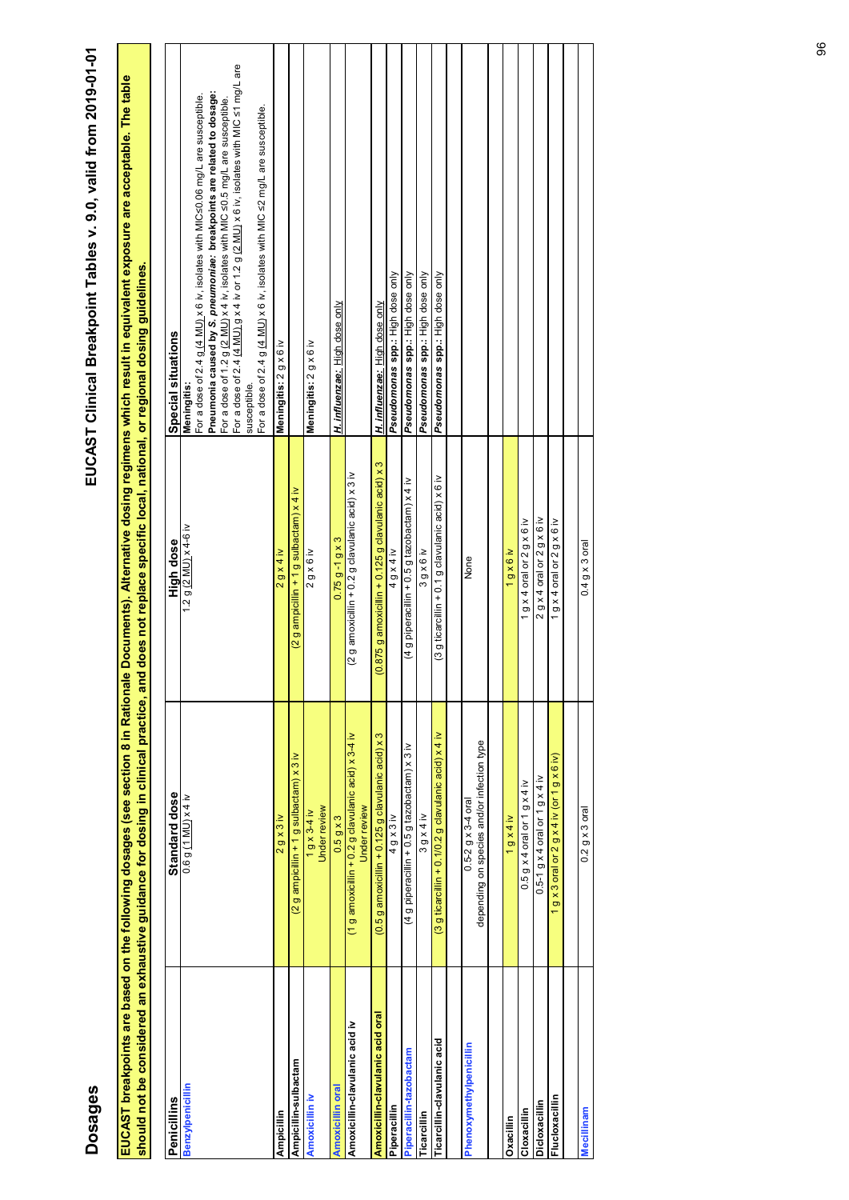# Dosages

**EUCAST breakpoints are based on the following dosages (see section 8 in Rationale Documents). Alternative dosing regimens which result in equivalent exposure are acceptable. The table should not be considered an exhaustive guidance for dosing in clinical practice, and does not replace specific local, national, or regional dosing guidelines.**

| Penicillins | Standard dose | High dose | Special situations |
|---|---|---|---|
| Benzylpenicillin | 0.6 g (1 MU) x 4 iv | 1.2 g (2 MU) x 4-6 iv | **Meningitis:**<br>For a dose of 2.4 g (4 MU) x 6 iv, isolates with MIC≤0.06 mg/L are susceptible.<br>**Pneumonia caused by *S. pneumoniae*: breakpoints are related to dosage:**<br>For a dose of 1.2 g (2 MU) x 4 iv, isolates with MIC ≤0.5 mg/L are susceptible.<br>For a dose of 2.4 (4 MU) g x 4 iv or 1.2 g (2 MU) x 6 iv, isolates with MIC ≤1 mg/L are susceptible.<br>For a dose of 2.4 g (4 MU) x 6 iv, isolates with MIC ≤2 mg/L are susceptible. |
| Ampicillin | 2 g x 3 iv | 2 g x 4 iv | **Meningitis:** 2 g x 6 iv |
| Ampicillin-sulbactam | (2 g ampicillin + 1 g sulbactam) x 3 iv | (2 g ampicillin + 1 g sulbactam) x 4 iv | |
| Amoxicillin iv | 1 g x 3-4 iv<br>Under review | 2 g x 6 iv | **Meningitis:** 2 g x 6 iv |
| Amoxicillin oral | 0.5 g x 3 | 0.75 g -1 g x 3 | *H. influenzae*: High dose only |
| Amoxicillin-clavulanic acid iv | (1 g amoxicillin + 0.2 g clavulanic acid) x 3-4 iv<br>Under review | (2 g amoxicillin + 0.2 g clavulanic acid) x 3 iv | |
| Amoxicillin-clavulanic acid oral | (0.5 g amoxicillin + 0.125 g clavulanic acid) x 3 | (0.875 g amoxicillin + 0.125 g clavulanic acid) x 3 | *H. influenzae*: High dose only |
| Piperacillin | 4 g x 3 iv | 4 g x 4 iv | ***Pseudomonas* spp.:** High dose only |
| Piperacillin-tazobactam | (4 g piperacillin + 0.5 g tazobactam) x 3 iv | (4 g piperacillin + 0.5 g tazobactam) x 4 iv | ***Pseudomonas* spp.:** High dose only |
| Ticarcillin | 3 g x 4 iv | 3 g x 6 iv | ***Pseudomonas* spp.:** High dose only |
| Ticarcillin-clavulanic acid | (3 g ticarcillin + 0.1/0.2 g clavulanic acid) x 4 iv | (3 g ticarcillin + 0.1 g clavulanic acid) x 6 iv | ***Pseudomonas* spp.:** High dose only |
| Phenoxymethylpenicillin | 0.5-2 g x 3-4 oral<br>depending on species and/or infection type | None | |
| Oxacillin | 1 g x 4 iv | 1 g x 6 iv | |
| Cloxacillin | 0.5 g x 4 oral or 1 g x 4 iv | 1 g x 4 oral or 2 g x 6 iv | |
| Dicloxacillin | 0.5-1 g x 4 oral or 1 g x 4 iv | 2 g x 4 oral or 2 g x 6 iv | |
| Flucloxacillin | 1 g x 3 oral or 2 g x 4 iv (or 1 g x 6 iv) | 1 g x 4 oral or 2 g x 6 iv | |
| Mecillinam | 0.2 g x 3 oral | 0.4 g x 3 oral | |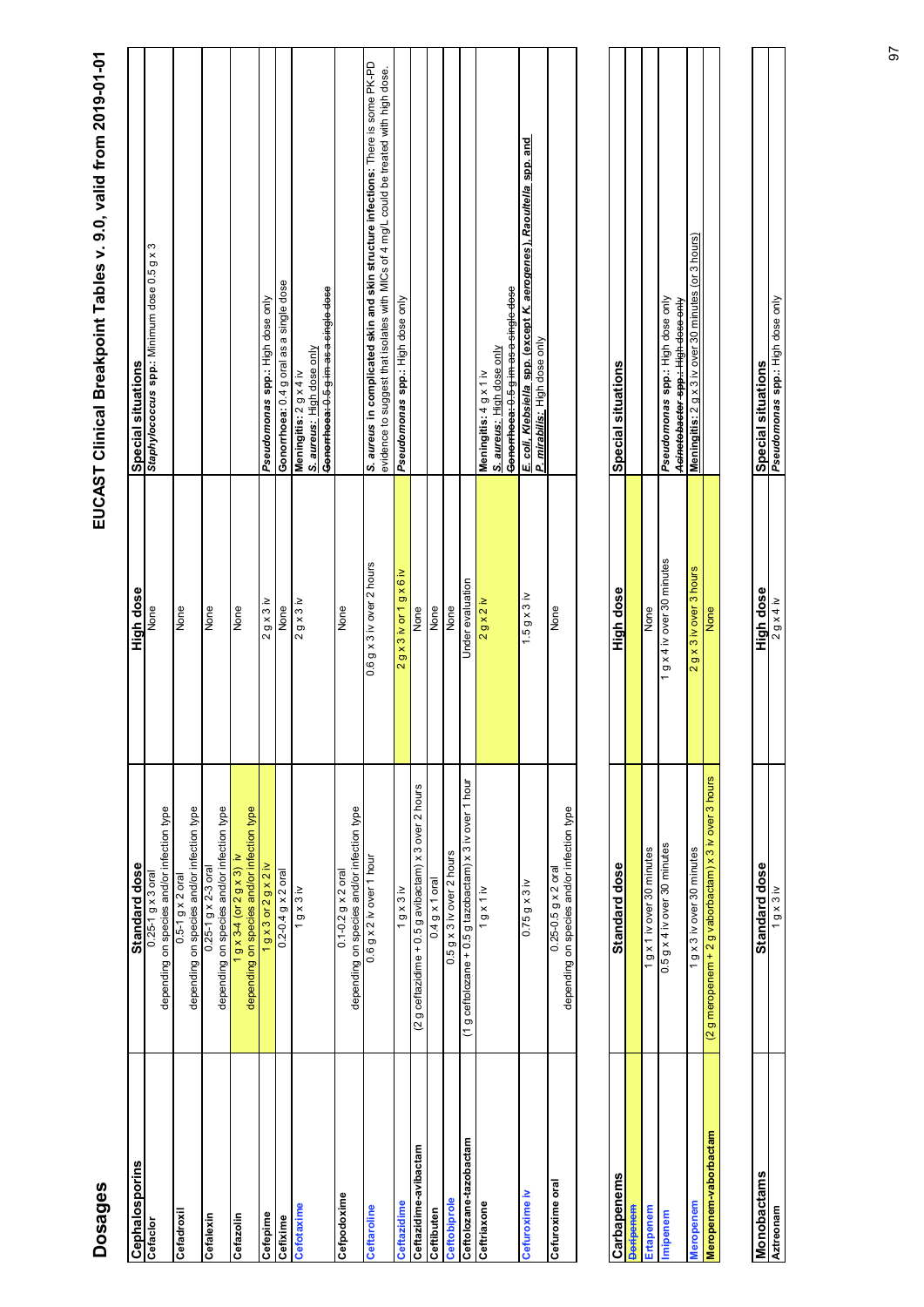# Dosages

## EUCAST Clinical Breakpoint Tables v. 9.0, valid from 2019-01-01

| Cephalosporins | Standard dose | High dose | Special situations |
|---|---|---|---|
| Cefaclor | 0.25-1 g x 3 oral depending on species and/or infection type | None | **Staphylococcus spp.:** Minimum dose 0.5 g x 3 |
| Cefadroxil | 0.5-1 g x 2 oral depending on species and/or infection type | None | |
| Cefalexin | 0.25-1 g x 2-3 oral depending on species and/or infection type | None | |
| Cefazolin | 1 g x 3-4 (or 2 g x 3) iv depending on species and/or infection type | None | |
| Cefepime | 1 g x 3 or 2 g x 2 iv | 2 g x 3 iv | **Pseudomonas spp.:** High dose only |
| Cefixime | 0.2-0.4 g x 2 oral | None | **Gonorrhoea:** 0.4 g oral as a single dose |
| Cefotaxime | 1 g x 3 iv | 2 g x 3 iv | **Meningitis:** 2 g x 4 iv<br>**S. aureus:** High dose only<br>~~**Gonorrhoea:** 0.5 g im as a single dose~~ |
| Cefpodoxime | 0.1-0.2 g x 2 oral depending on species and/or infection type | None | |
| Ceftaroline | 0.6 g x 2 iv over 1 hour | 0.6 g x 3 iv over 2 hours | **S. aureus in complicated skin and skin structure infections:** There is some PK-PD evidence to suggest that isolates with MICs of 4 mg/L could be treated with high dose. |
| Ceftazidime | 1 g x 3 iv | 2 g x 3 iv or 1 g x 6 iv | **Pseudomonas spp.:** High dose only |
| Ceftazidime-avibactam | (2 g ceftazidime + 0.5 g avibactam) x 3 over 2 hours | None | |
| Ceftibuten | 0.4 g x 1 oral | None | |
| Ceftobiprole | 0.5 g x 3 iv over 2 hours | None | |
| Ceftolozane-tazobactam | (1 g ceftolozane + 0.5 g tazobactam) x 3 iv over 1 hour | Under evaluation | |
| Ceftriaxone | 1 g x 1 iv | 2 g x 2 iv | **Meningitis:** 4 g x 1 iv<br>**S. aureus:** High dose only<br>~~**Gonorrhoea:** 0.5 g im as a single dose~~ |
| Cefuroxime iv | 0.75 g x 3 iv | 1.5 g x 3 iv | **E. coli, Klebsiella spp. (except K. aerogenes), Raoultella spp. and P. mirabilis:** High dose only |
| Cefuroxime oral | 0.25-0.5 g x 2 oral depending on species and/or infection type | None | |

| Carbapenems | Standard dose | High dose | Special situations |
|---|---|---|---|
| ~~Doripenem~~ | | | |
| Ertapenem | 1 g x 1 iv over 30 minutes | None | |
| Imipenem | 0.5 g x 4 iv over 30 minutes | 1 g x 4 iv over 30 minutes | **Pseudomonas spp.:** High dose only<br>~~**Acinetobacter spp.:** High dose only~~ |
| Meropenem | 1 g x 3 iv over 30 minutes | 2 g x 3 iv over 3 hours | **Meningitis:** 2 g x 3 iv over 30 minutes (or 3 hours) |
| Meropenem-vaborbactam | (2 g meropenem + 2 g vaborbactam) x 3 iv over 3 hours | None | |

| Monobactams | Standard dose | High dose | Special situations |
|---|---|---|---|
| Aztreonam | 1 g x 3 iv | 2 g x 4 iv | **Pseudomonas spp.:** High dose only |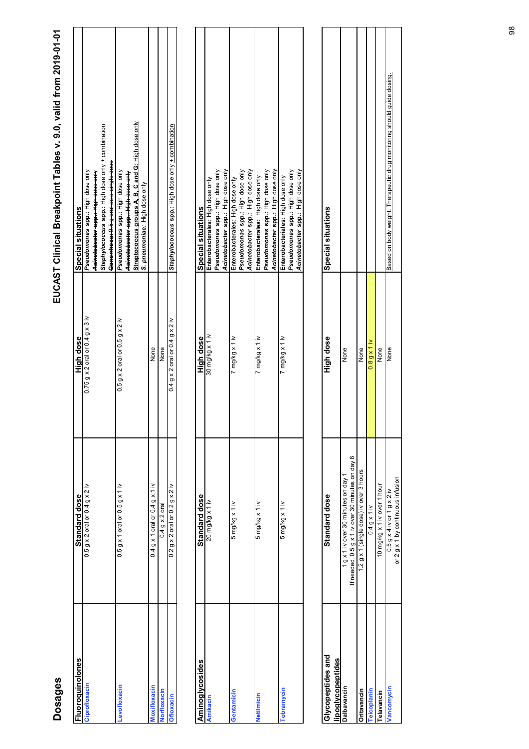# Dosages

## EUCAST Clinical Breakpoint Tables v. 9.0, valid from 2019-01-01

| Fluoroquinolones | Standard dose | High dose | Special situations |
|---|---|---|---|
| Ciprofloxacin | 0.5 g x 2 oral or 0.4 g x 2 iv | 0.75 g x 2 oral or 0.4 g x 3 iv | ***Pseudomonas* spp.:** High dose only<br>~~***Acinetobacter* spp.:** High dose only~~<br>***Staphylococcus* spp.:** High dose only + combination<br>~~**Gonorrhoea:** 0.5 g oral as a single dose~~ |
| Levofloxacin | 0.5 g x 1 oral or 0.5 g x 1 iv | 0.5 g x 2 oral or 0.5 g x 2 iv | ***Pseudomonas* spp.:** High dose only<br>~~***Acinetobacter* spp.:** High dose only~~<br>**Streptococcus groups A, B, C and G:** High dose only<br>***S. pneumoniae*:** High dose only |
| Moxifloxacin | 0.4 g x 1 oral or 0.4 g x 1 iv | None | |
| Norfloxacin | 0.4 g x 2 oral | None | |
| Ofloxacin | 0.2 g x 2 oral or 0.2 g x 2 iv | 0.4 g x 2 oral or 0.4 g x 2 iv | ***Staphylococcus* spp.:** High dose only + combination |

| Aminoglycosides | Standard dose | High dose | Special situations |
|---|---|---|---|
| Amikacin | 20 mg/kg x 1 iv | 30 mg/kg x 1 iv | **Enterobacterales:** High dose only<br>***Pseudomonas* spp.:** High dose only<br>***Acinetobacter* spp.:** High dose only |
| Gentamicin | 5 mg/kg x 1 iv | 7 mg/kg x 1 iv | **Enterobacterales:** High dose only<br>***Pseudomonas* spp.:** High dose only<br>***Acinetobacter* spp.:** High dose only |
| Netilmicin | 5 mg/kg x 1 iv | 7 mg/kg x 1 iv | **Enterobacterales:** High dose only<br>***Pseudomonas* spp.:** High dose only<br>***Acinetobacter* spp.:** High dose only |
| Tobramycin | 5 mg/kg x 1 iv | 7 mg/kg x 1 iv | **Enterobacterales:** High dose only<br>***Pseudomonas* spp.:** High dose only<br>***Acinetobacter* spp.:** High dose only |

| Glycopeptides and lipoglycopeptides | Standard dose | High dose | Special situations |
|---|---|---|---|
| Dalbavancin | 1 g x 1 iv over 30 minutes on day 1<br>If needed, 0.5 g x 1 iv over 30 minutes on day 8 | None | |
| Oritavancin | 1.2 g x 1 (single dose) iv over 3 hours | None | |
| Teicoplanin | 0.4 g x 1 iv | 0.8 g x 1 iv | |
| Telavancin | 10 mg/kg x 1 iv over 1 hour | None | |
| Vancomycin | 0.5 g x 4 iv or 1 g x 2 iv<br>or 2 g x 1 by continuous infusion | None | Based on body weight. Therapeutic drug monitoring should guide dosing. |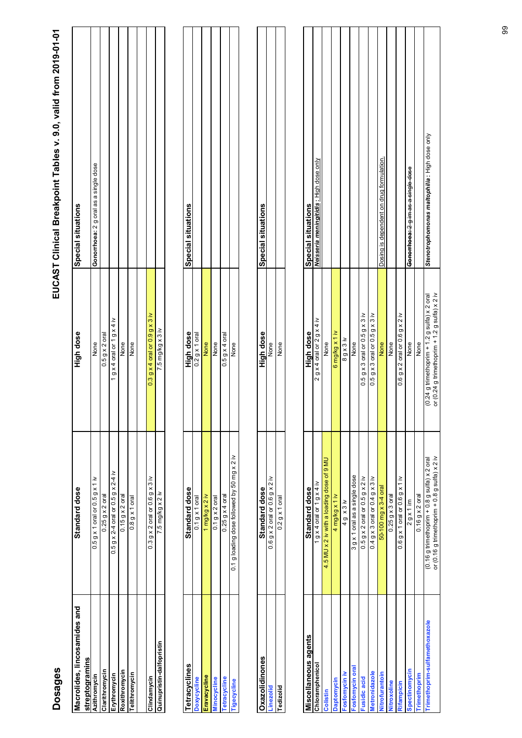# Dosages

## EUCAST Clinical Breakpoint Tables v. 9.0, valid from 2019-01-01

| Macrolides, lincosamides and streptogramins | Standard dose | High dose | Special situations |
|---|---|---|---|
| Azithromycin | 0.5 g x 1 oral or 0.5 g x 1 iv | None | Gonorrhoea: 2 g oral as a single dose |
| Clarithromycin | 0.25 g x 2 oral | 0.5 g x 2 oral | |
| Erythromycin | 0.5 g x 2-4 oral or 0.5 g x 2-4 iv | 1 g x 4 oral or 1 g x 4 iv | |
| Roxithromycin | 0.15 g x 2 oral | None | |
| Telithromycin | 0.8 g x 1 oral | None | |
| | | | |
| Clindamycin | 0.3 g x 2 oral or 0.6 g x 3 iv | 0.3 g x 4 oral or 0.9 g x 3 iv | |
| Quinupristin-dalfopristin | 7.5 mg/kg x 2 iv | 7.5 mg/kg x 3 iv | |

| Tetracyclines | Standard dose | High dose | Special situations |
|---|---|---|---|
| Doxycycline | 0.1 g x 1 oral | 0.2 g x 1 oral | |
| Eravacycline | 1 mg/kg x 2 iv | None | |
| Minocycline | 0.1 g x 2 oral | None | |
| Tetracycline | 0.25 g x 4 oral | 0.5 g x 4 oral | |
| Tigecycline | 0.1 g loading dose followed by 50 mg x 2 iv | None | |

| Oxazolidinones | Standard dose | High dose | Special situations |
|---|---|---|---|
| Linezolid | 0.6 g x 2 oral or 0.6 g x 2 iv | None | |
| Tedizolid | 0.2 g x 1 oral | None | |

| Miscellaneous agents | Standard dose | High dose | Special situations |
|---|---|---|---|
| Chloramphenicol | 1 g x 4 oral or 1 g x 4 iv | 2 g x 4 oral or 2 g x 4 iv | *Neisseria meningitidis*: High dose only |
| Colistin | 4.5 MU x 2 iv with a loading dose of 9 MU | None | |
| Daptomycin | 4 mg/kg x 1 iv | 6 mg/kg x 1 iv | |
| Fosfomycin iv | 4 g x 3 iv | 8 g x 3 iv | |
| Fosfomycin oral | 3 g x 1 oral as a single dose | None | |
| Fusidic acid | 0.5 g x 2 oral or 0.5 g x 2 iv | 0.5 g x 3 oral or 0.5 g x 3 iv | |
| Metronidazole | 0.4 g x 3 oral or 0.4 g x 3 iv | 0.5 g x 3 oral or 0.5 g x 3 iv | |
| Nitrofurantoin | 50-100 mg x 3-4 oral | None | Dosing is dependent on drug formulation. |
| Nitroxoline | 0.25 g x 3 oral | None | |
| Rifampicin | 0.6 g x 1 oral or 0.6 g x 1 iv | 0.6 g x 2 oral or 0.6 g x 2 iv | |
| Spectinomycin | 2 g x 1 im | None | ~~Gonorrhoea: 2 g im as a single dose~~ |
| Trimethoprim | 0.16 g x 2 oral | None | |
| Trimethoprim-sulfamethoxazole | (0.16 g trimethoprim + 0.8 g sulfa) x 2 oral or (0.16 g trimethoprim + 0.8 g sulfa) x 2 iv | (0.24 g trimethoprim + 1.2 g sulfa) x 2 oral or (0.24 g trimethoprim + 1.2 g sulfa) x 2 iv | ***Stenotrophomonas maltophilia***: High dose only |